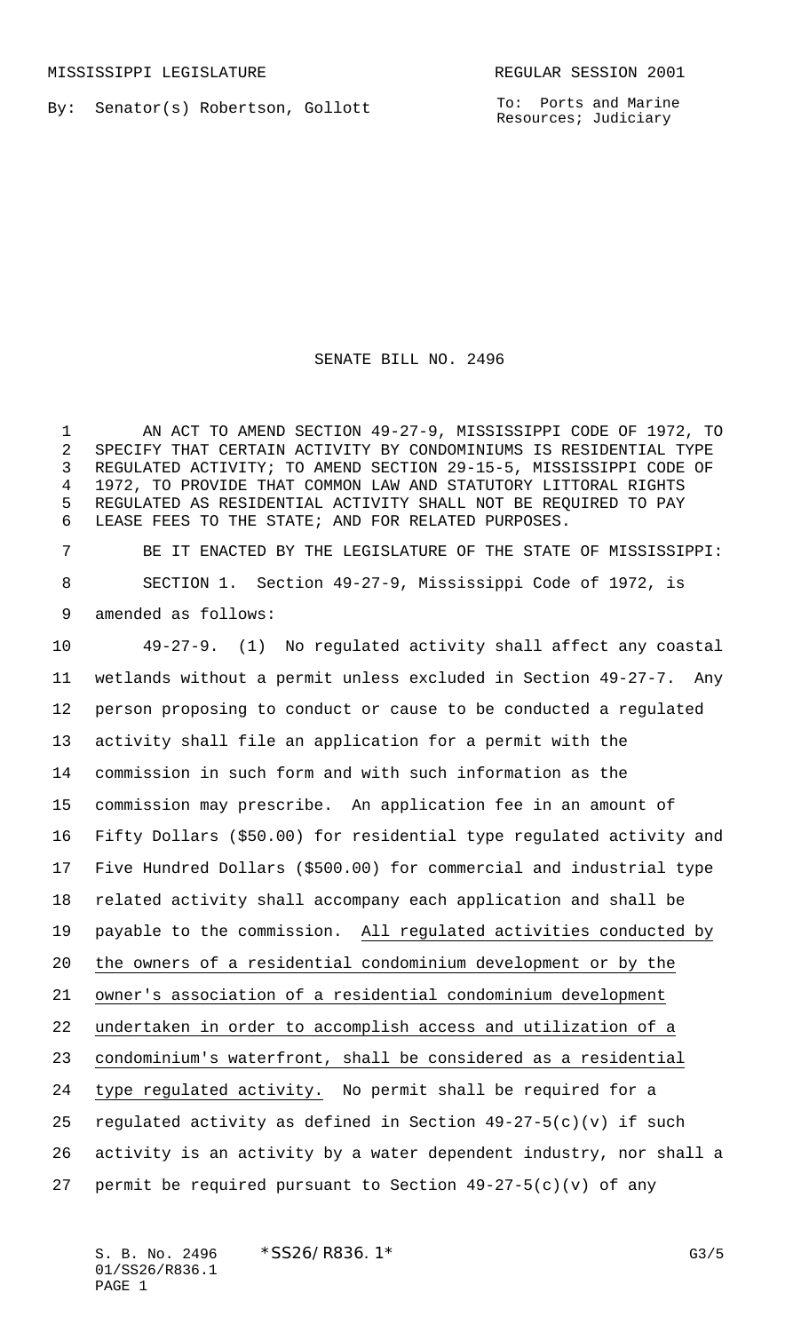MISSISSIPPI LEGISLATURE REGULAR SESSION 2001

By: Senator(s) Robertson, Gollott

To: Ports and Marine Resources; Judiciary

# SENATE BILL NO. 2496

AN ACT TO AMEND SECTION 49-27-9, MISSISSIPPI CODE OF 1972, TO SPECIFY THAT CERTAIN ACTIVITY BY CONDOMINIUMS IS RESIDENTIAL TYPE REGULATED ACTIVITY; TO AMEND SECTION 29-15-5, MISSISSIPPI CODE OF 1972, TO PROVIDE THAT COMMON LAW AND STATUTORY LITTORAL RIGHTS REGULATED AS RESIDENTIAL ACTIVITY SHALL NOT BE REQUIRED TO PAY LEASE FEES TO THE STATE; AND FOR RELATED PURPOSES.

BE IT ENACTED BY THE LEGISLATURE OF THE STATE OF MISSISSIPPI:

SECTION 1. Section 49-27-9, Mississippi Code of 1972, is amended as follows:

49-27-9. (1) No regulated activity shall affect any coastal wetlands without a permit unless excluded in Section 49-27-7. Any person proposing to conduct or cause to be conducted a regulated activity shall file an application for a permit with the commission in such form and with such information as the commission may prescribe. An application fee in an amount of Fifty Dollars ($50.00) for residential type regulated activity and Five Hundred Dollars ($500.00) for commercial and industrial type related activity shall accompany each application and shall be payable to the commission. <u>All regulated activities conducted by the owners of a residential condominium development or by the owner's association of a residential condominium development undertaken in order to accomplish access and utilization of a condominium's waterfront, shall be considered as a residential type regulated activity.</u> No permit shall be required for a regulated activity as defined in Section 49-27-5(c)(v) if such activity is an activity by a water dependent industry, nor shall a permit be required pursuant to Section 49-27-5(c)(v) of any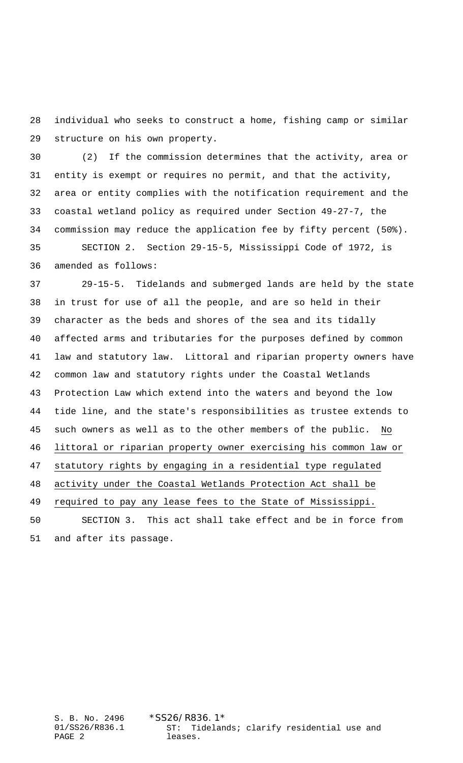individual who seeks to construct a home, fishing camp or similar structure on his own property.

(2) If the commission determines that the activity, area or entity is exempt or requires no permit, and that the activity, area or entity complies with the notification requirement and the coastal wetland policy as required under Section 49-27-7, the commission may reduce the application fee by fifty percent (50%).

SECTION 2. Section 29-15-5, Mississippi Code of 1972, is amended as follows:

29-15-5. Tidelands and submerged lands are held by the state in trust for use of all the people, and are so held in their character as the beds and shores of the sea and its tidally affected arms and tributaries for the purposes defined by common law and statutory law. Littoral and riparian property owners have common law and statutory rights under the Coastal Wetlands Protection Law which extend into the waters and beyond the low tide line, and the state's responsibilities as trustee extends to such owners as well as to the other members of the public. No littoral or riparian property owner exercising his common law or statutory rights by engaging in a residential type regulated activity under the Coastal Wetlands Protection Act shall be required to pay any lease fees to the State of Mississippi.

SECTION 3. This act shall take effect and be in force from and after its passage.